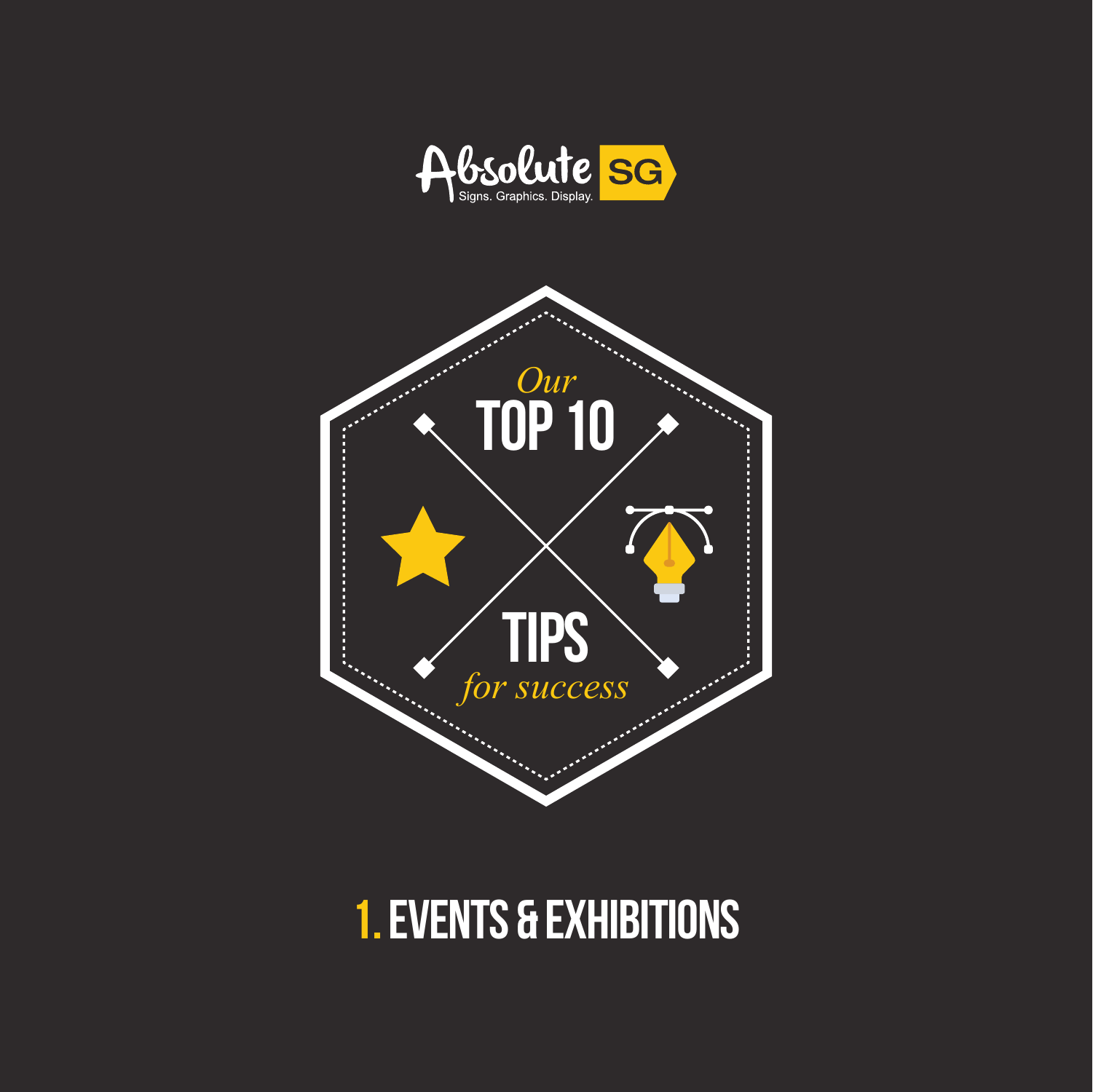Absolute SG

Signs. Graphics. Display.

*Our*

# TOP 10 TIPS

*for success*

## 1. EVENTS & EXHIBITIONS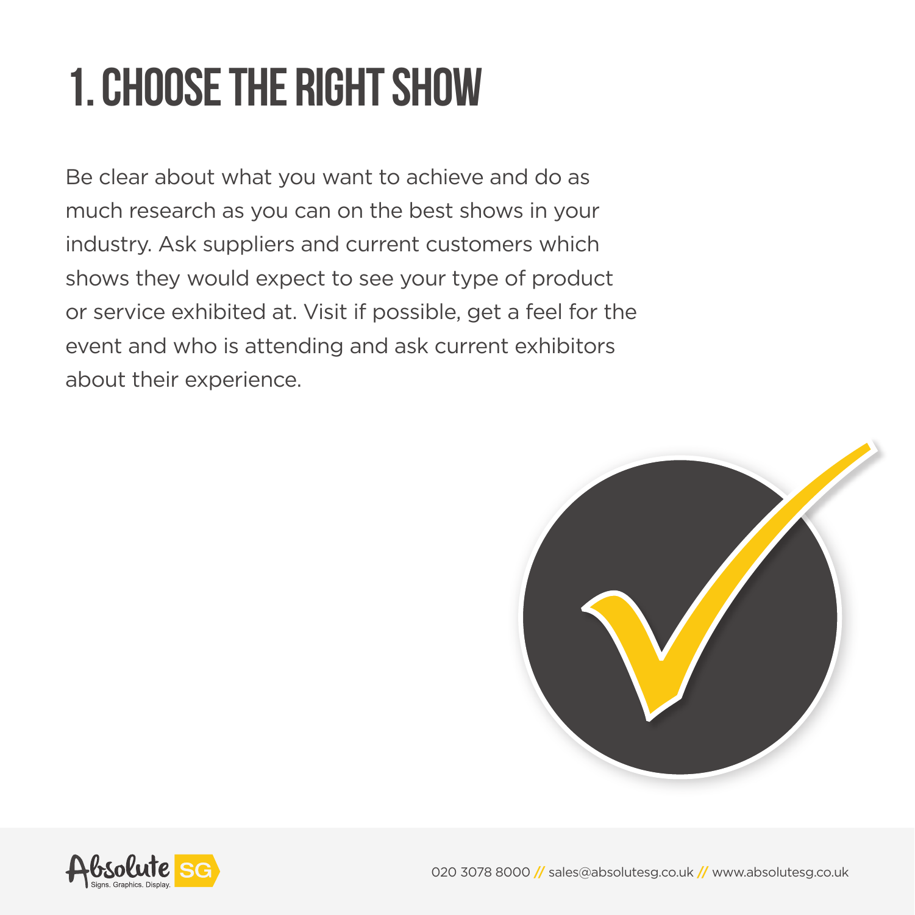# 1. CHOOSE THE RIGHT SHOW

Be clear about what you want to achieve and do as much research as you can on the best shows in your industry. Ask suppliers and current customers which shows they would expect to see your type of product or service exhibited at. Visit if possible, get a feel for the event and who is attending and ask current exhibitors about their experience.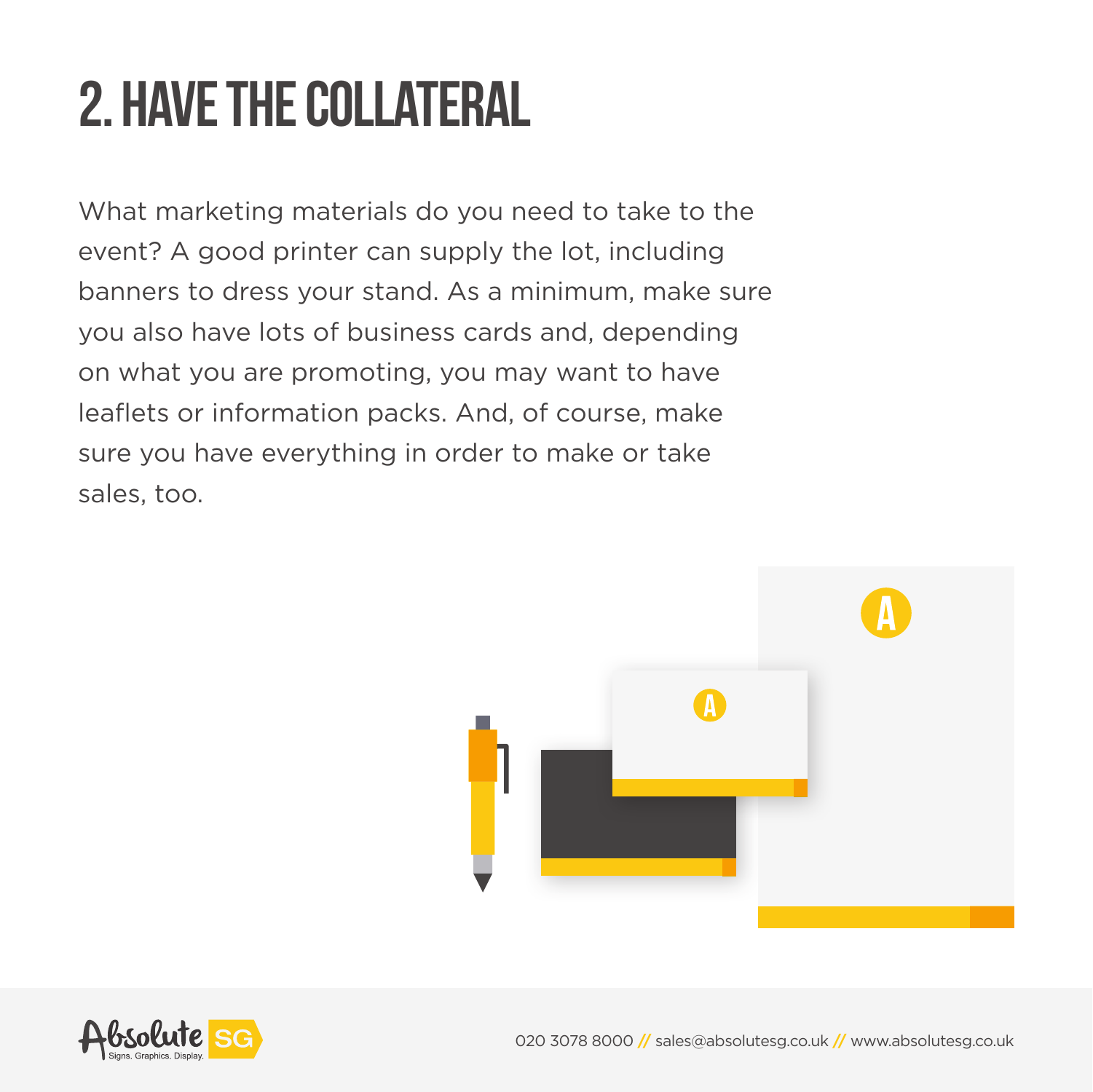# 2. HAVE THE COLLATERAL

What marketing materials do you need to take to the event? A good printer can supply the lot, including banners to dress your stand. As a minimum, make sure you also have lots of business cards and, depending on what you are promoting, you may want to have leaflets or information packs. And, of course, make sure you have everything in order to make or take sales, too.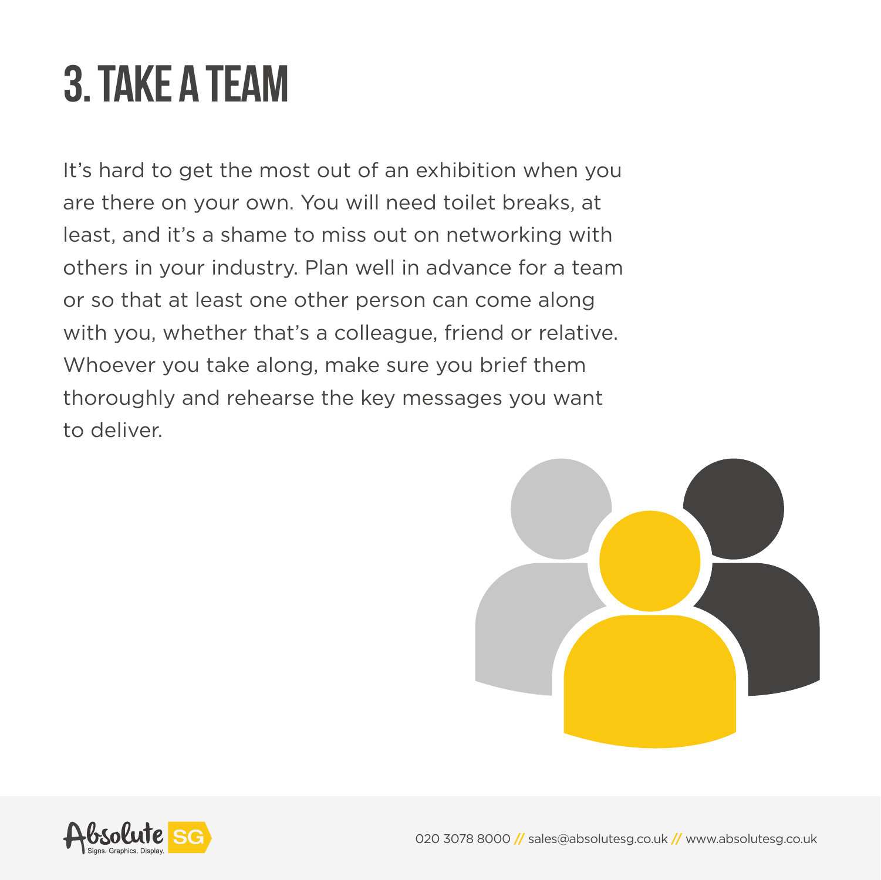# 3. TAKE A TEAM

It's hard to get the most out of an exhibition when you are there on your own. You will need toilet breaks, at least, and it's a shame to miss out on networking with others in your industry. Plan well in advance for a team or so that at least one other person can come along with you, whether that's a colleague, friend or relative. Whoever you take along, make sure you brief them thoroughly and rehearse the key messages you want to deliver.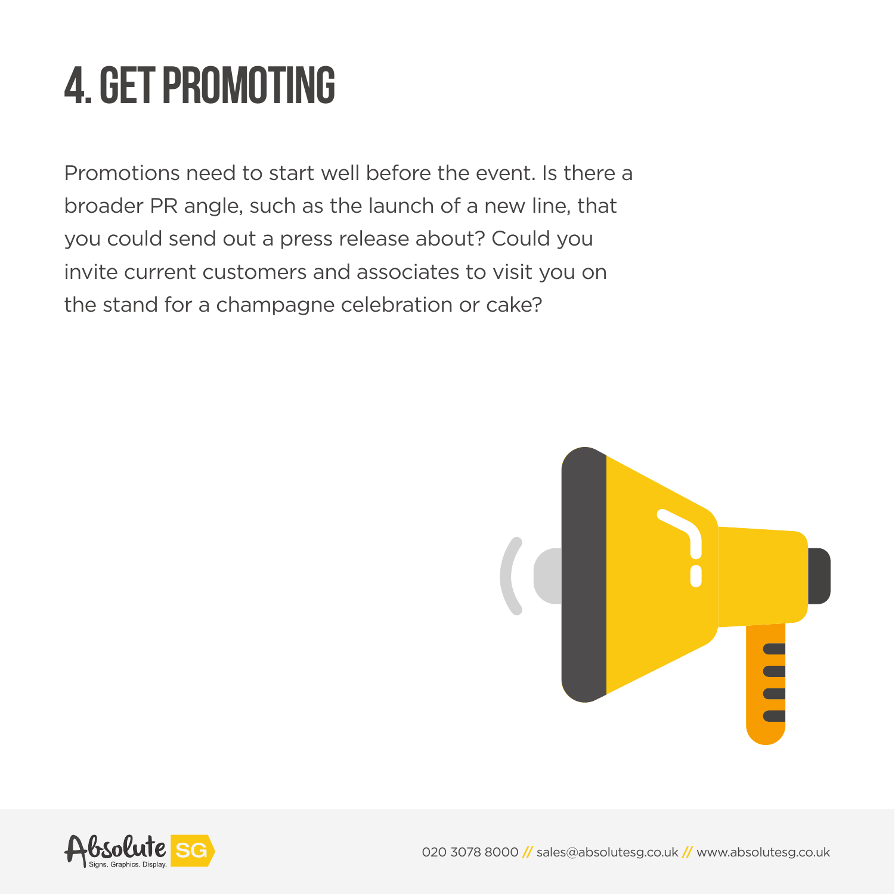# 4. GET PROMOTING

Promotions need to start well before the event. Is there a broader PR angle, such as the launch of a new line, that you could send out a press release about? Could you invite current customers and associates to visit you on the stand for a champagne celebration or cake?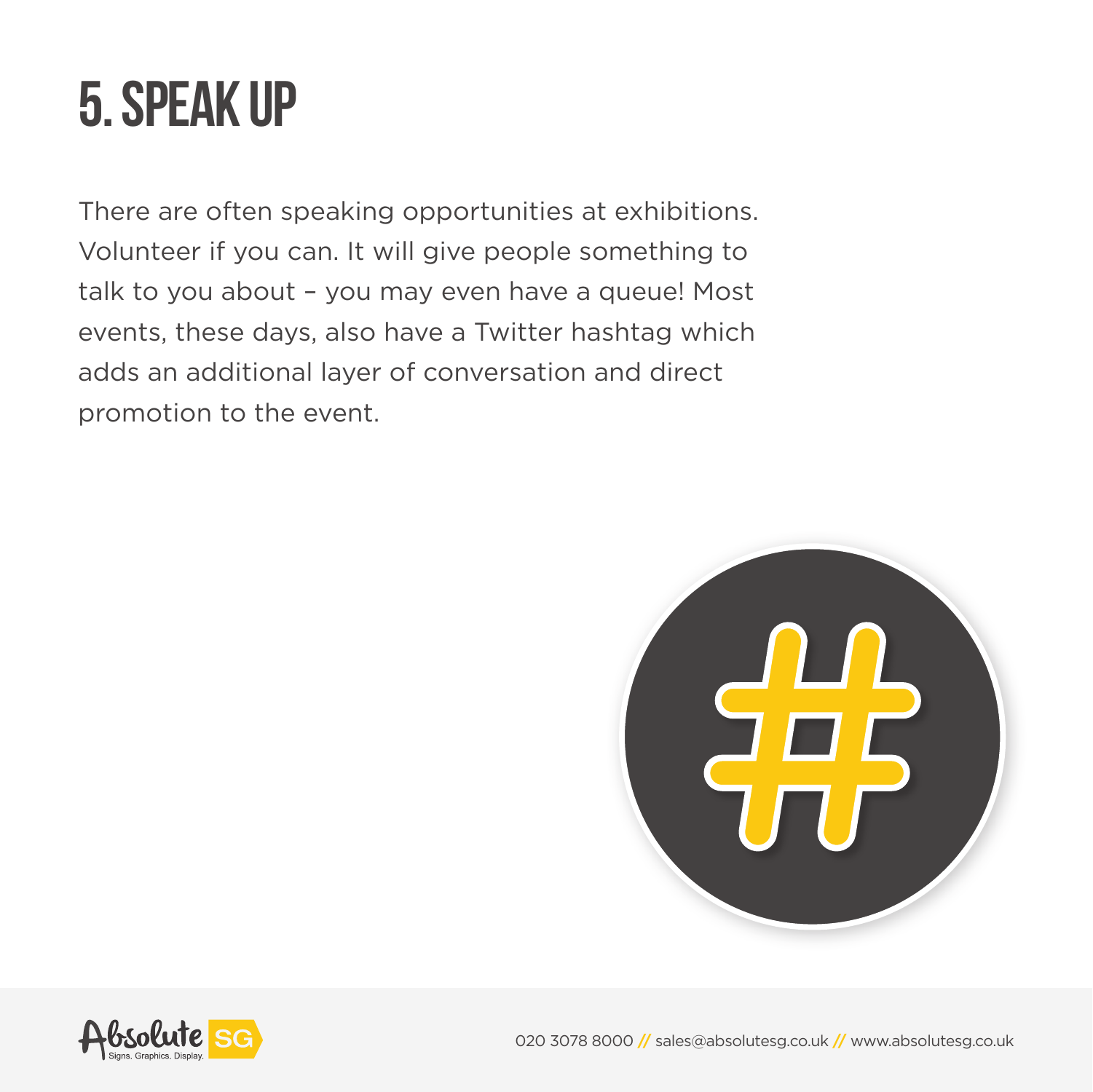# 5. SPEAK UP

There are often speaking opportunities at exhibitions. Volunteer if you can. It will give people something to talk to you about – you may even have a queue! Most events, these days, also have a Twitter hashtag which adds an additional layer of conversation and direct promotion to the event.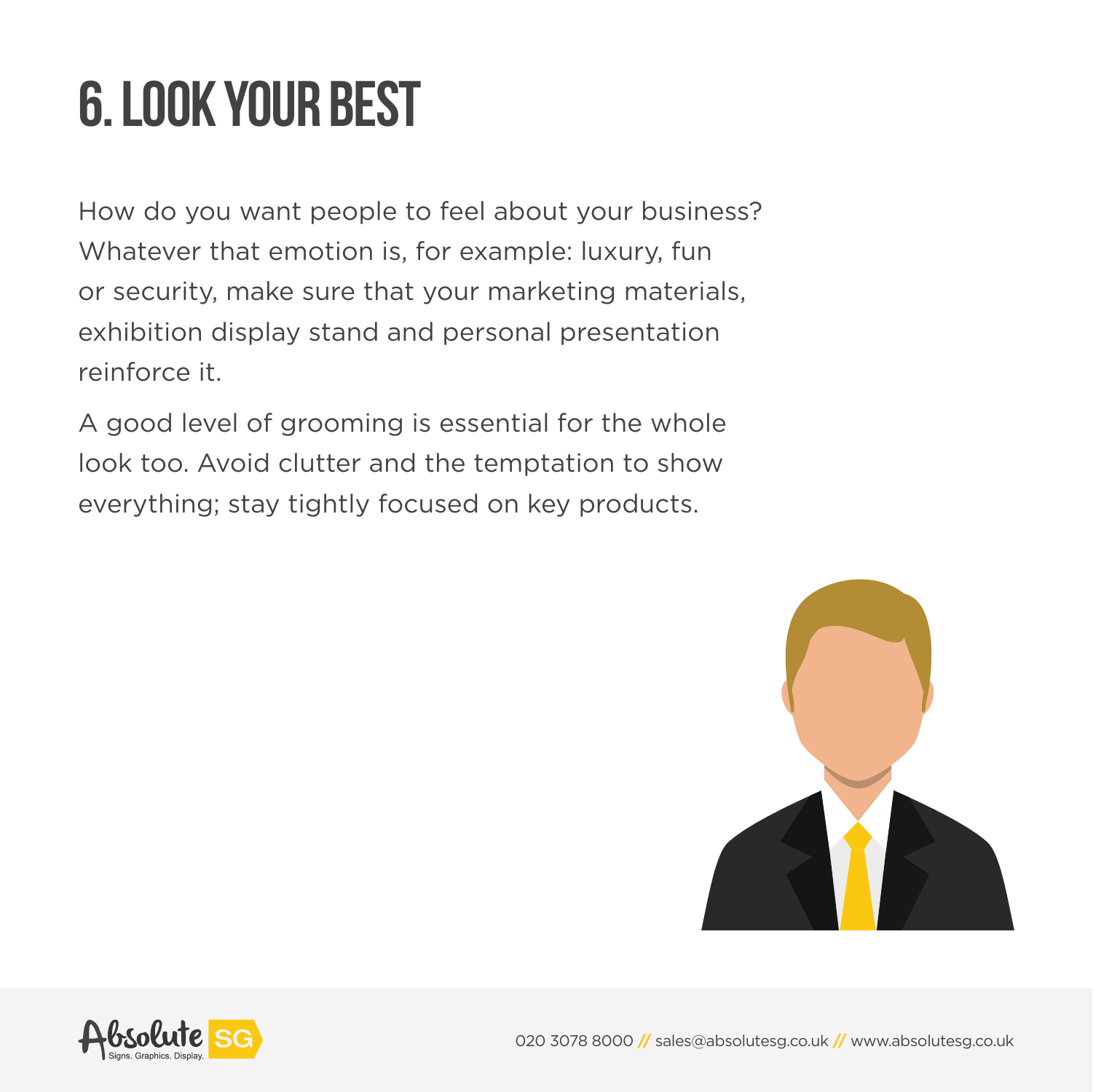# 6. LOOK YOUR BEST

How do you want people to feel about your business? Whatever that emotion is, for example: luxury, fun or security, make sure that your marketing materials, exhibition display stand and personal presentation reinforce it.

A good level of grooming is essential for the whole look too. Avoid clutter and the temptation to show everything; stay tightly focused on key products.

020 3078 8000 // sales@absolutesg.co.uk // www.absolutesg.co.uk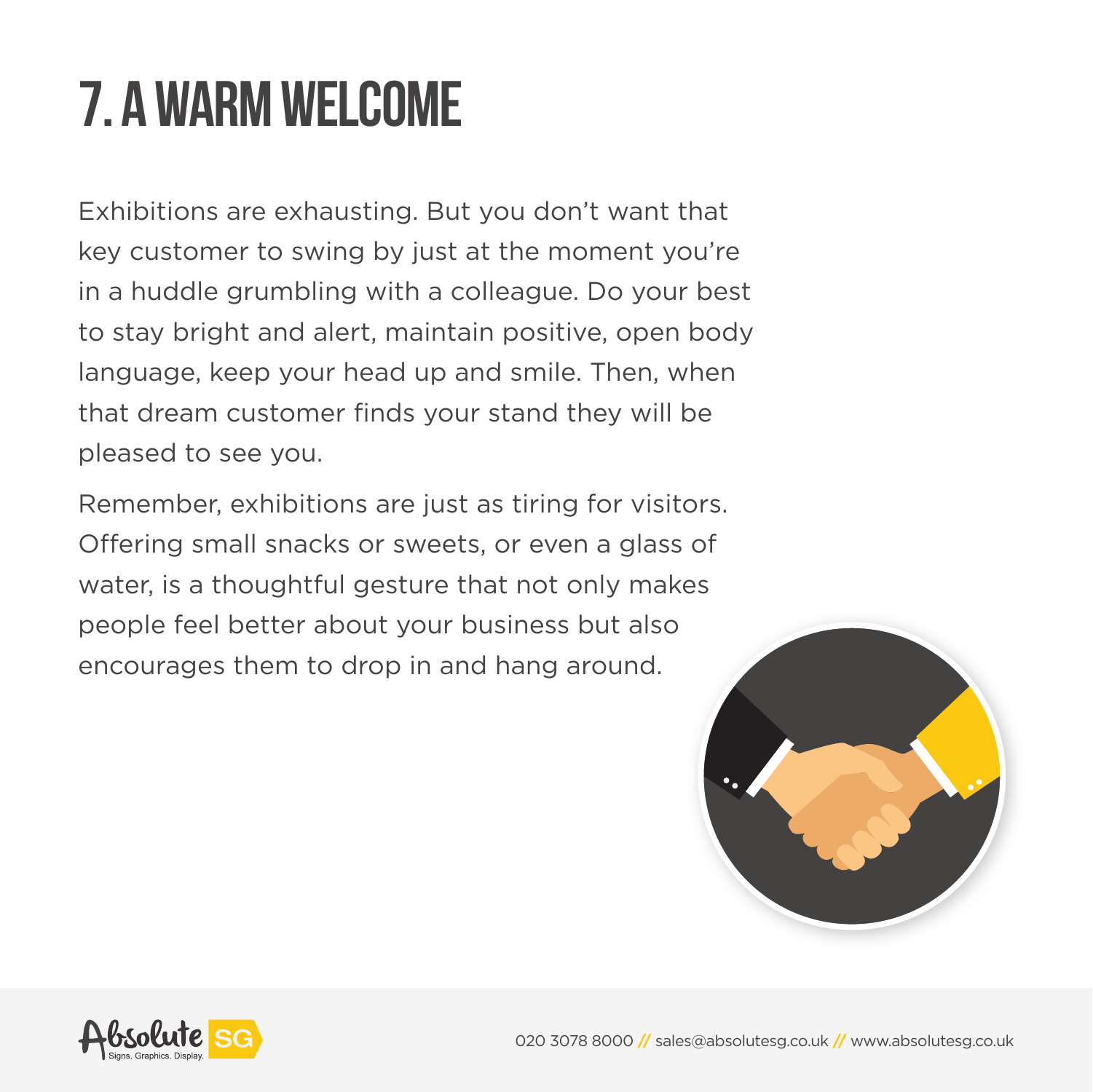# 7. A WARM WELCOME

Exhibitions are exhausting. But you don't want that key customer to swing by just at the moment you're in a huddle grumbling with a colleague. Do your best to stay bright and alert, maintain positive, open body language, keep your head up and smile. Then, when that dream customer finds your stand they will be pleased to see you.

Remember, exhibitions are just as tiring for visitors. Offering small snacks or sweets, or even a glass of water, is a thoughtful gesture that not only makes people feel better about your business but also encourages them to drop in and hang around.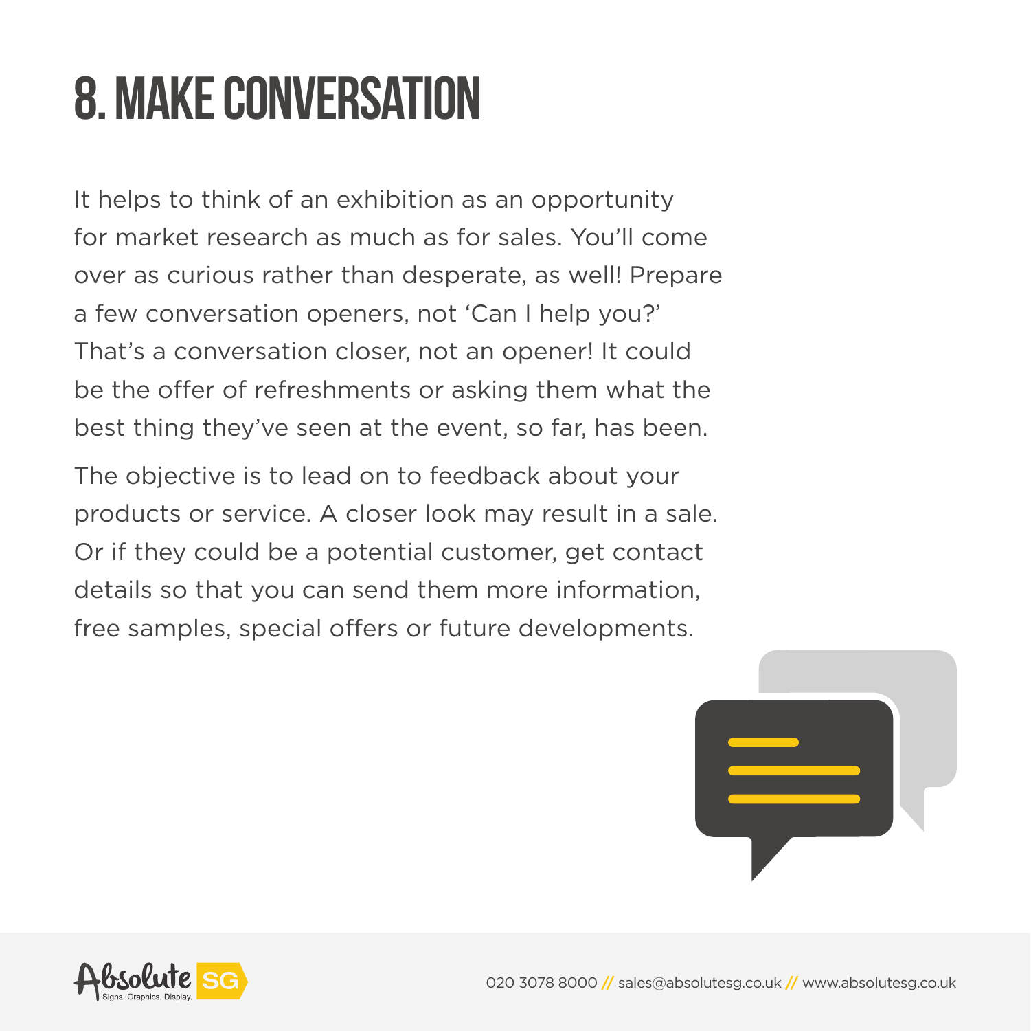# 8. MAKE CONVERSATION

It helps to think of an exhibition as an opportunity for market research as much as for sales. You'll come over as curious rather than desperate, as well! Prepare a few conversation openers, not 'Can I help you?' That's a conversation closer, not an opener! It could be the offer of refreshments or asking them what the best thing they've seen at the event, so far, has been.

The objective is to lead on to feedback about your products or service. A closer look may result in a sale. Or if they could be a potential customer, get contact details so that you can send them more information, free samples, special offers or future developments.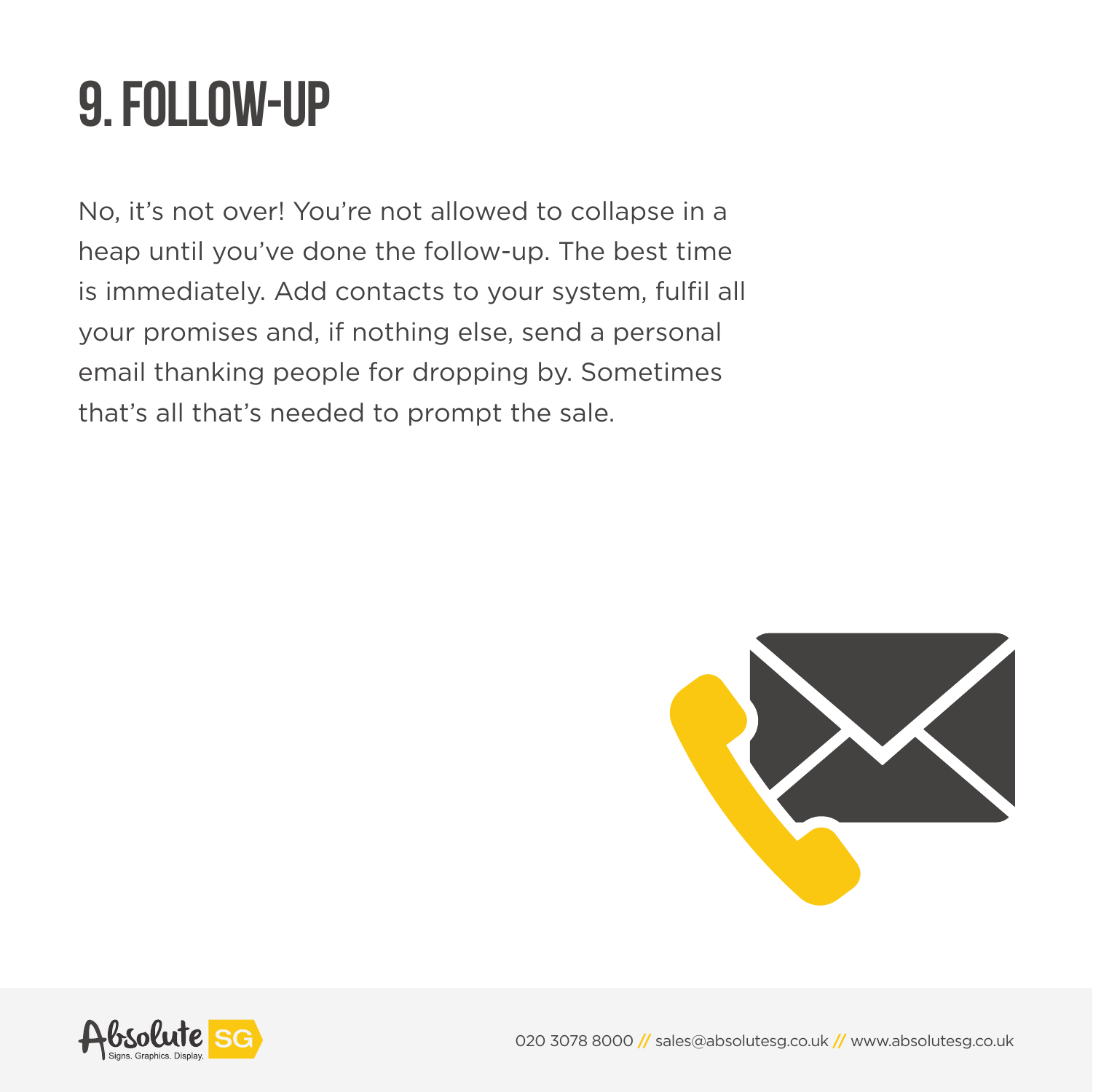# 9. FOLLOW-UP

No, it's not over! You're not allowed to collapse in a heap until you've done the follow-up. The best time is immediately. Add contacts to your system, fulfil all your promises and, if nothing else, send a personal email thanking people for dropping by. Sometimes that's all that's needed to prompt the sale.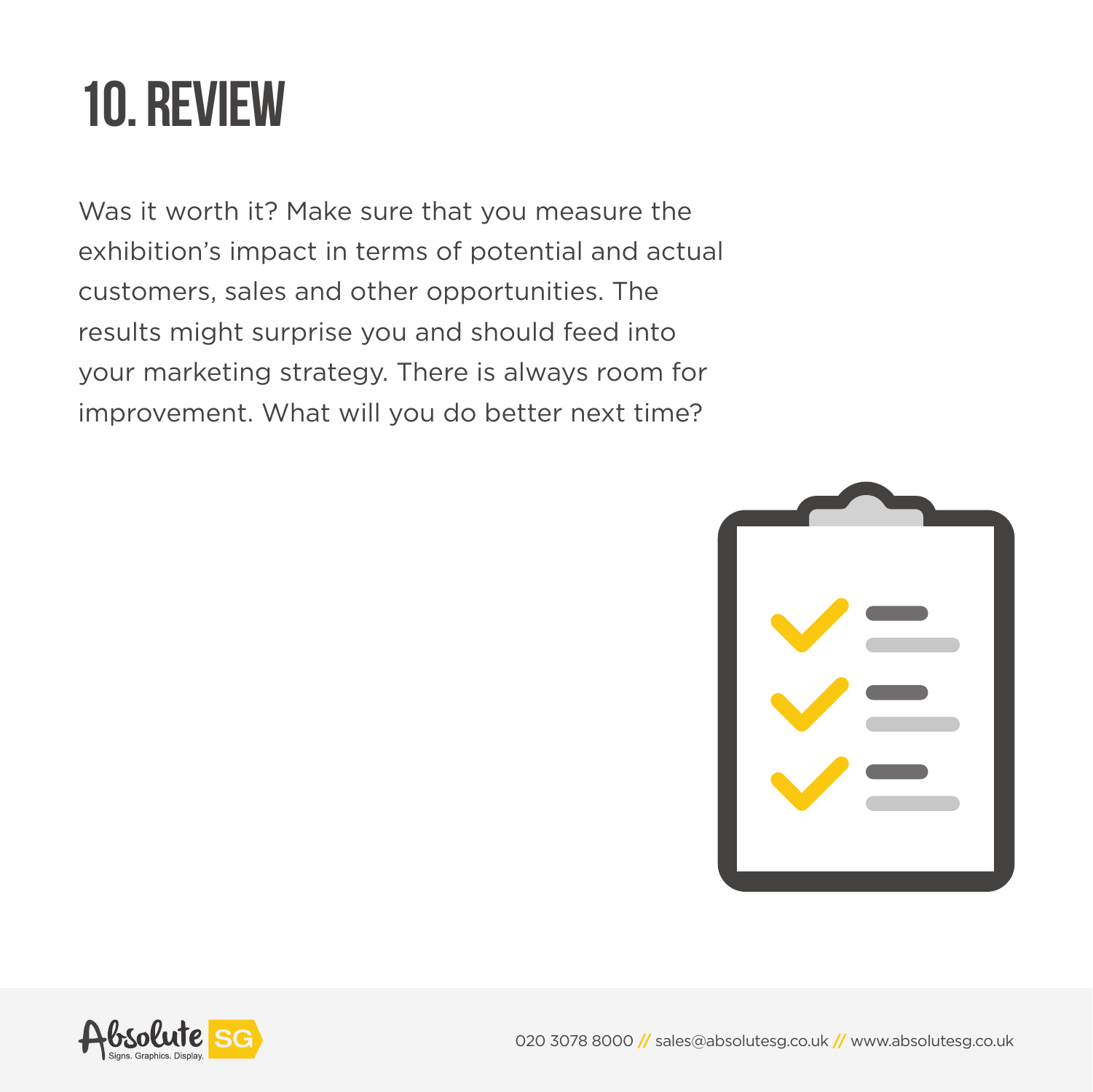# 10. REVIEW

Was it worth it? Make sure that you measure the exhibition's impact in terms of potential and actual customers, sales and other opportunities. The results might surprise you and should feed into your marketing strategy. There is always room for improvement. What will you do better next time?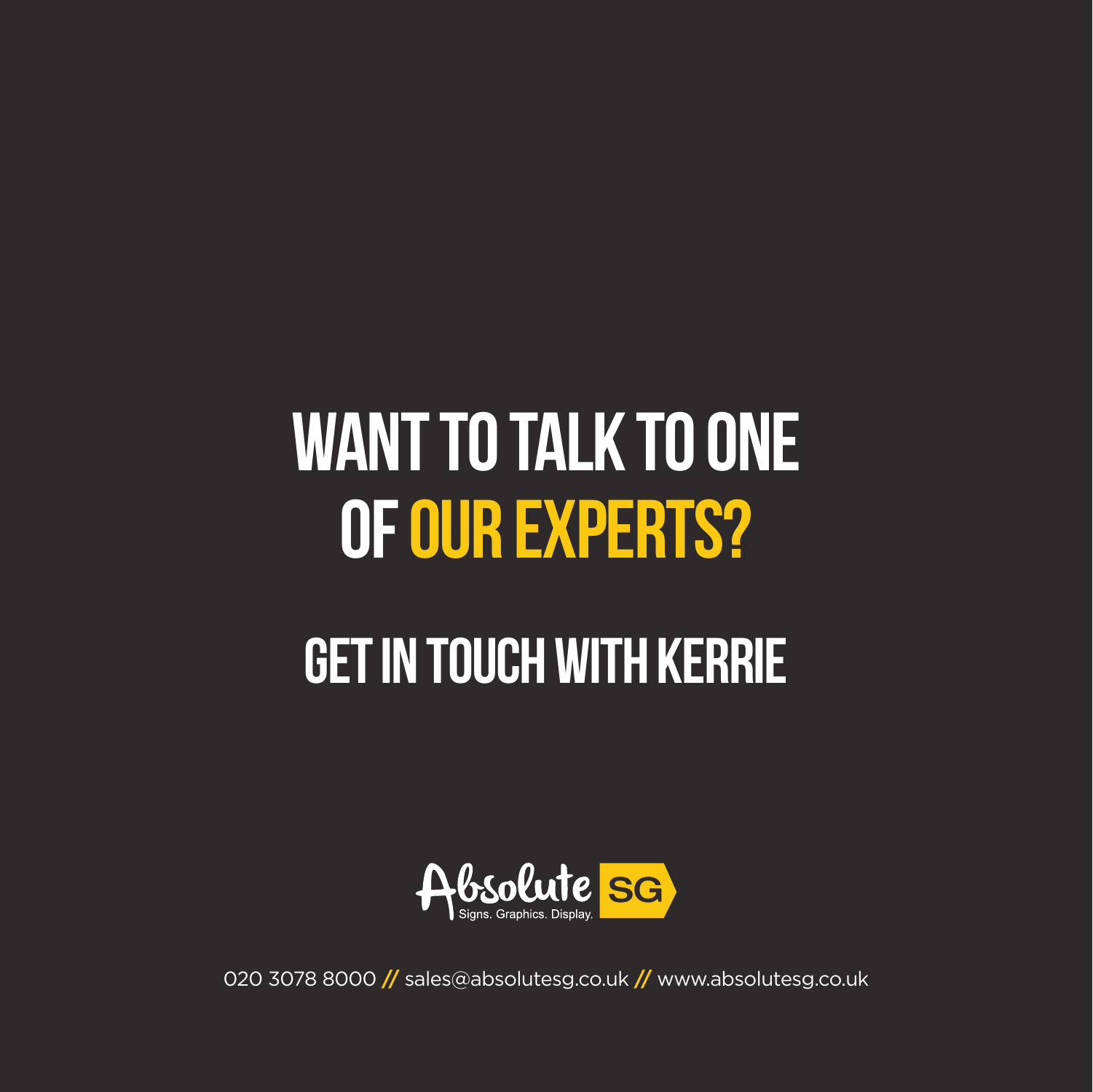# WANT TO TALK TO ONE OF OUR EXPERTS?

## GET IN TOUCH WITH KERRIE

Absolute SG
Signs. Graphics. Display.

020 3078 8000 // sales@absolutesg.co.uk // www.absolutesg.co.uk